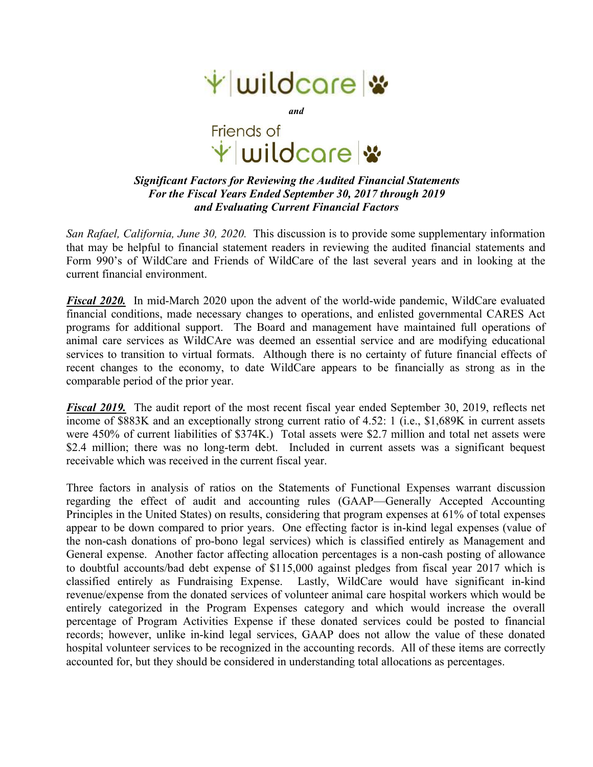# wildcare

*and*

# Friends of wildcare

***Significant Factors for Reviewing the Audited Financial Statements***
***For the Fiscal Years Ended September 30, 2017 through 2019***
***and Evaluating Current Financial Factors***

*San Rafael, California, June 30, 2020.* This discussion is to provide some supplementary information that may be helpful to financial statement readers in reviewing the audited financial statements and Form 990's of WildCare and Friends of WildCare of the last several years and in looking at the current financial environment.

***Fiscal 2020.*** In mid-March 2020 upon the advent of the world-wide pandemic, WildCare evaluated financial conditions, made necessary changes to operations, and enlisted governmental CARES Act programs for additional support. The Board and management have maintained full operations of animal care services as WildCAre was deemed an essential service and are modifying educational services to transition to virtual formats. Although there is no certainty of future financial effects of recent changes to the economy, to date WildCare appears to be financially as strong as in the comparable period of the prior year.

***Fiscal 2019.*** The audit report of the most recent fiscal year ended September 30, 2019, reflects net income of $883K and an exceptionally strong current ratio of 4.52: 1 (i.e., $1,689K in current assets were 450% of current liabilities of $374K.) Total assets were $2.7 million and total net assets were $2.4 million; there was no long-term debt. Included in current assets was a significant bequest receivable which was received in the current fiscal year.

Three factors in analysis of ratios on the Statements of Functional Expenses warrant discussion regarding the effect of audit and accounting rules (GAAP—Generally Accepted Accounting Principles in the United States) on results, considering that program expenses at 61% of total expenses appear to be down compared to prior years. One effecting factor is in-kind legal expenses (value of the non-cash donations of pro-bono legal services) which is classified entirely as Management and General expense. Another factor affecting allocation percentages is a non-cash posting of allowance to doubtful accounts/bad debt expense of $115,000 against pledges from fiscal year 2017 which is classified entirely as Fundraising Expense. Lastly, WildCare would have significant in-kind revenue/expense from the donated services of volunteer animal care hospital workers which would be entirely categorized in the Program Expenses category and which would increase the overall percentage of Program Activities Expense if these donated services could be posted to financial records; however, unlike in-kind legal services, GAAP does not allow the value of these donated hospital volunteer services to be recognized in the accounting records. All of these items are correctly accounted for, but they should be considered in understanding total allocations as percentages.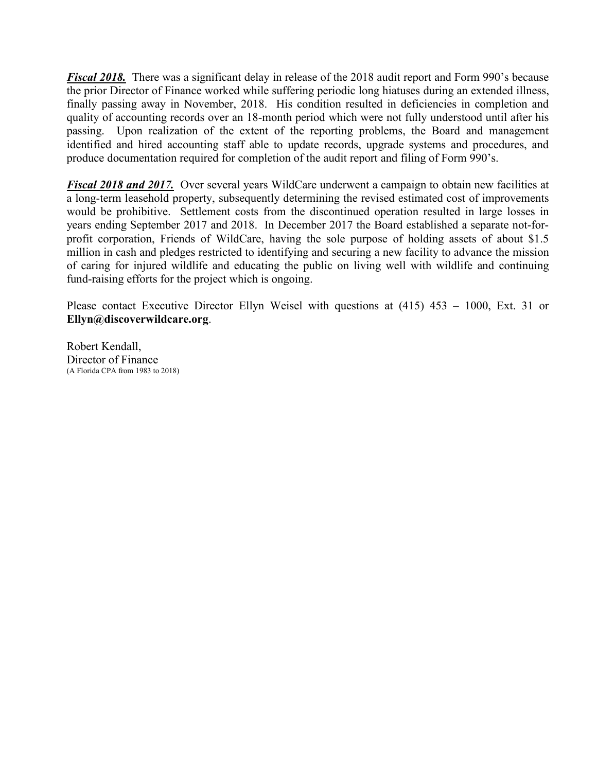***Fiscal 2018.*** There was a significant delay in release of the 2018 audit report and Form 990's because the prior Director of Finance worked while suffering periodic long hiatuses during an extended illness, finally passing away in November, 2018. His condition resulted in deficiencies in completion and quality of accounting records over an 18-month period which were not fully understood until after his passing. Upon realization of the extent of the reporting problems, the Board and management identified and hired accounting staff able to update records, upgrade systems and procedures, and produce documentation required for completion of the audit report and filing of Form 990's.

***Fiscal 2018 and 2017.*** Over several years WildCare underwent a campaign to obtain new facilities at a long-term leasehold property, subsequently determining the revised estimated cost of improvements would be prohibitive. Settlement costs from the discontinued operation resulted in large losses in years ending September 2017 and 2018. In December 2017 the Board established a separate not-for-profit corporation, Friends of WildCare, having the sole purpose of holding assets of about $1.5 million in cash and pledges restricted to identifying and securing a new facility to advance the mission of caring for injured wildlife and educating the public on living well with wildlife and continuing fund-raising efforts for the project which is ongoing.

Please contact Executive Director Ellyn Weisel with questions at (415) 453 – 1000, Ext. 31 or **Ellyn@discoverwildcare.org**.

Robert Kendall,
Director of Finance
(A Florida CPA from 1983 to 2018)